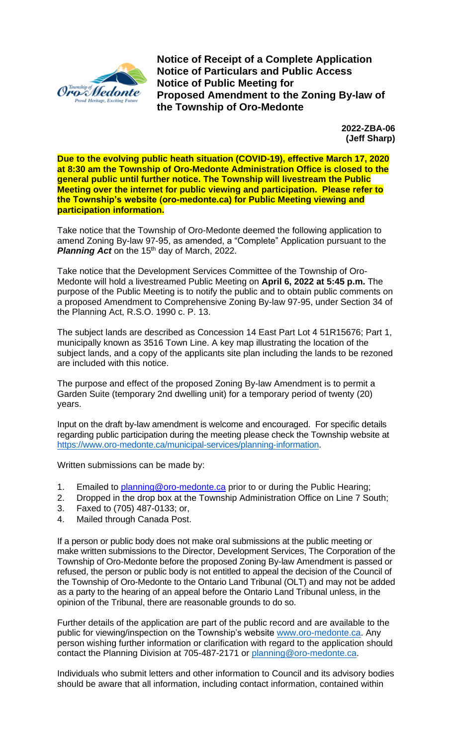# Notice of Receipt of a Complete Application Notice of Particulars and Public Access Notice of Public Meeting for Proposed Amendment to the Zoning By-law of the Township of Oro-Medonte

**2022-ZBA-06**
**(Jeff Sharp)**

**Due to the evolving public heath situation (COVID-19), effective March 17, 2020 at 8:30 am the Township of Oro-Medonte Administration Office is closed to the general public until further notice. The Township will livestream the Public Meeting over the internet for public viewing and participation. Please refer to the Township's website (oro-medonte.ca) for Public Meeting viewing and participation information.**

Take notice that the Township of Oro-Medonte deemed the following application to amend Zoning By-law 97-95, as amended, a "Complete" Application pursuant to the ***Planning Act*** on the 15th day of March, 2022.

Take notice that the Development Services Committee of the Township of Oro-Medonte will hold a livestreamed Public Meeting on **April 6, 2022 at 5:45 p.m.** The purpose of the Public Meeting is to notify the public and to obtain public comments on a proposed Amendment to Comprehensive Zoning By-law 97-95, under Section 34 of the Planning Act, R.S.O. 1990 c. P. 13.

The subject lands are described as Concession 14 East Part Lot 4 51R15676; Part 1, municipally known as 3516 Town Line. A key map illustrating the location of the subject lands, and a copy of the applicants site plan including the lands to be rezoned are included with this notice.

The purpose and effect of the proposed Zoning By-law Amendment is to permit a Garden Suite (temporary 2nd dwelling unit) for a temporary period of twenty (20) years.

Input on the draft by-law amendment is welcome and encouraged. For specific details regarding public participation during the meeting please check the Township website at https://www.oro-medonte.ca/municipal-services/planning-information.

Written submissions can be made by:

1. Emailed to planning@oro-medonte.ca prior to or during the Public Hearing;
2. Dropped in the drop box at the Township Administration Office on Line 7 South;
3. Faxed to (705) 487-0133; or,
4. Mailed through Canada Post.

If a person or public body does not make oral submissions at the public meeting or make written submissions to the Director, Development Services, The Corporation of the Township of Oro-Medonte before the proposed Zoning By-law Amendment is passed or refused, the person or public body is not entitled to appeal the decision of the Council of the Township of Oro-Medonte to the Ontario Land Tribunal (OLT) and may not be added as a party to the hearing of an appeal before the Ontario Land Tribunal unless, in the opinion of the Tribunal, there are reasonable grounds to do so.

Further details of the application are part of the public record and are available to the public for viewing/inspection on the Township's website www.oro-medonte.ca. Any person wishing further information or clarification with regard to the application should contact the Planning Division at 705-487-2171 or planning@oro-medonte.ca.

Individuals who submit letters and other information to Council and its advisory bodies should be aware that all information, including contact information, contained within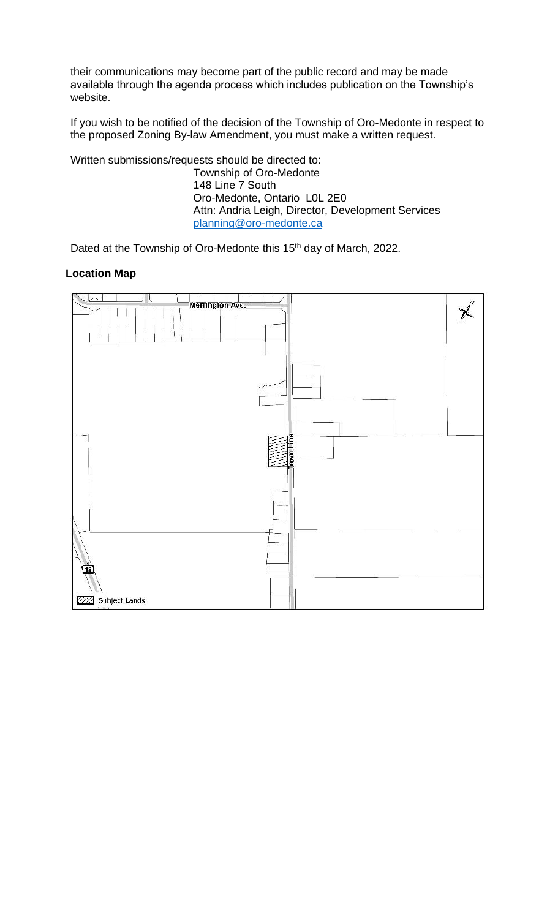their communications may become part of the public record and may be made available through the agenda process which includes publication on the Township's website.

If you wish to be notified of the decision of the Township of Oro-Medonte in respect to the proposed Zoning By-law Amendment, you must make a written request.

Written submissions/requests should be directed to:

Township of Oro-Medonte
148 Line 7 South
Oro-Medonte, Ontario L0L 2E0
Attn: Andria Leigh, Director, Development Services
planning@oro-medonte.ca

Dated at the Township of Oro-Medonte this 15th day of March, 2022.

**Location Map**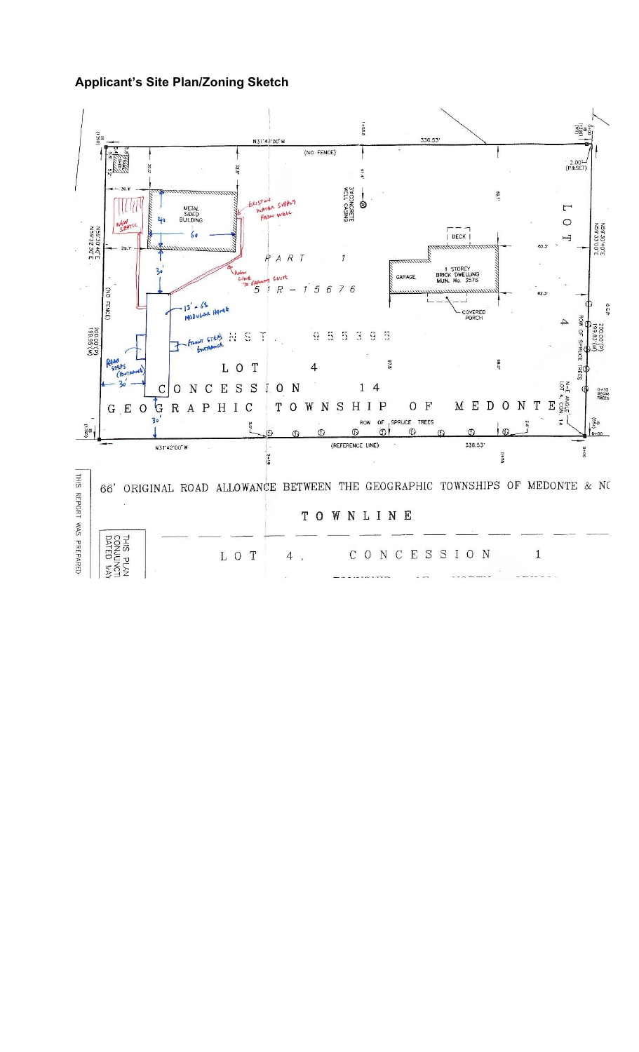### Applicant's Site Plan/Zoning Sketch

N31°42'00"W

336.53'

(NO FENCE)

METAL SIDED BUILDING

40

60

EXISTING WATER SUPPLY FROM WELL

NEW SEPTIC

30'

NEW LINE TO GROUND SUITE

PART 1

51R-15676

DECK

GARAGE

1 STOREY BRICK DWELLING MUN. No. 3576

COVERED PORCH

15' x 68' MODULAR HOME

FRONT STEPS ENTRANCE

REAR STEPS (ENTRANCE)

30'

LOT 4

CONCESSION 14

GEOGRAPHIC TOWNSHIP OF MEDONTE

LOT 4

ROW OF SPRUCE TREES

(NO FENCE)

N59°32'30"E

N59°33'00"E

200.00'(P) 199.83'(M)

200.00'(P) 199.89'(M)

N31°42'00"W

(REFERENCE LINE)

338.53'

2.00' (P&SET)

66' ORIGINAL ROAD ALLOWANCE BETWEEN THE GEOGRAPHIC TOWNSHIPS OF MEDONTE & NO

TOWNLINE

LOT 4, CONCESSION 1

THIS REPORT WAS PREPARED

THIS PLAN CONJUNCTI DATED MA